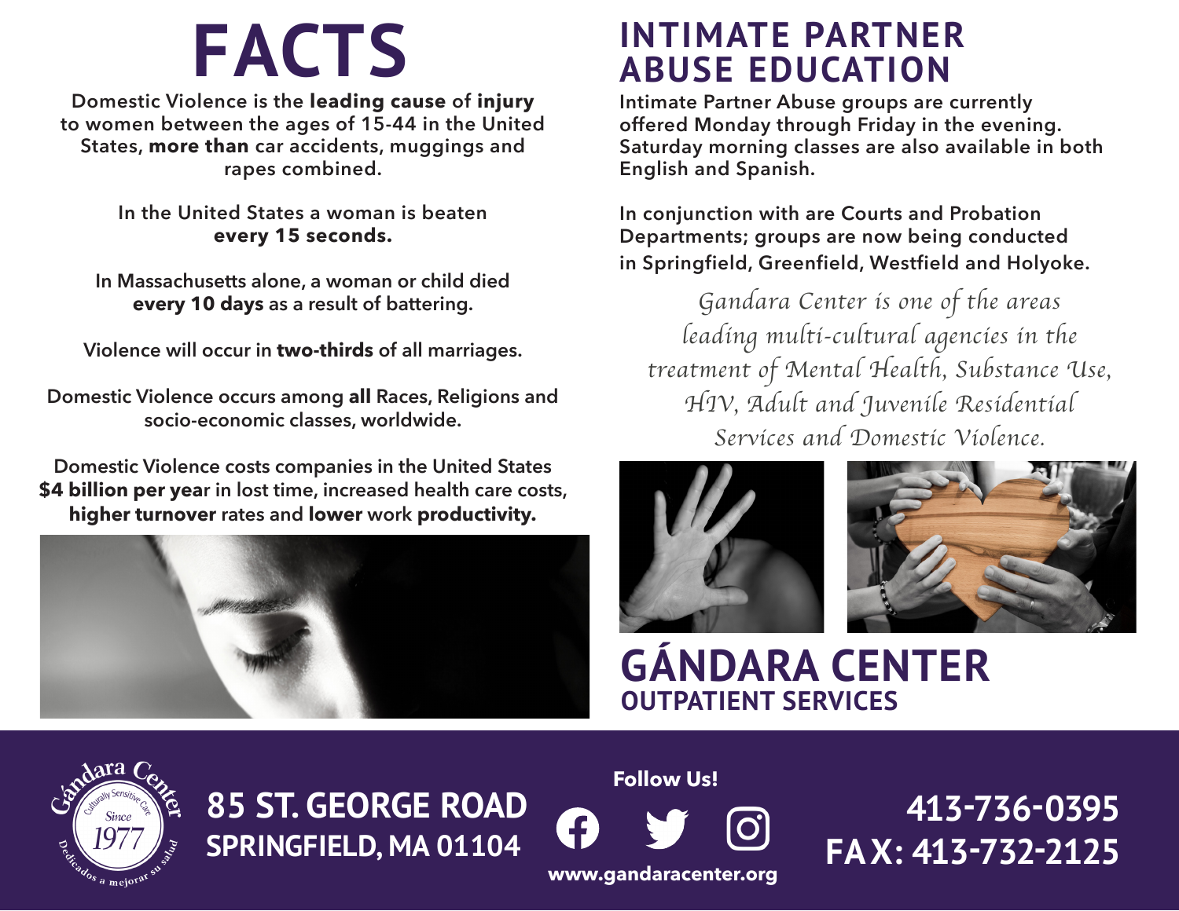# FACTS

Domestic Violence is the **leading cause** of **injury** to women between the ages of 15-44 in the United States, **more than** car accidents, muggings and rapes combined.

In the United States a woman is beaten **every 15 seconds.**

In Massachusetts alone, a woman or child died **every 10 days** as a result of battering.

Violence will occur in **two-thirds** of all marriages.

Domestic Violence occurs among **all** Races, Religions and socio-economic classes, worldwide.

Domestic Violence costs companies in the United States **$4 billion per year** in lost time, increased health care costs, **higher turnover** rates and **lower** work **productivity.**

# INTIMATE PARTNER ABUSE EDUCATION

Intimate Partner Abuse groups are currently offered Monday through Friday in the evening. Saturday morning classes are also available in both English and Spanish.

In conjunction with are Courts and Probation Departments; groups are now being conducted in Springfield, Greenfield, Westfield and Holyoke.

*Gandara Center is one of the areas leading multi-cultural agencies in the treatment of Mental Health, Substance Use, HIV, Adult and Juvenile Residential Services and Domestic Violence.*

# GÁNDARA CENTER

## OUTPATIENT SERVICES

Gándara Center — Culturally Sensitive Care — Since 1977 — Dedicados a mejorar su salud

**85 ST. GEORGE ROAD**
**SPRINGFIELD, MA 01104**

**Follow Us!**

**www.gandaracenter.org**

**413-736-0395**
**FAX: 413-732-2125**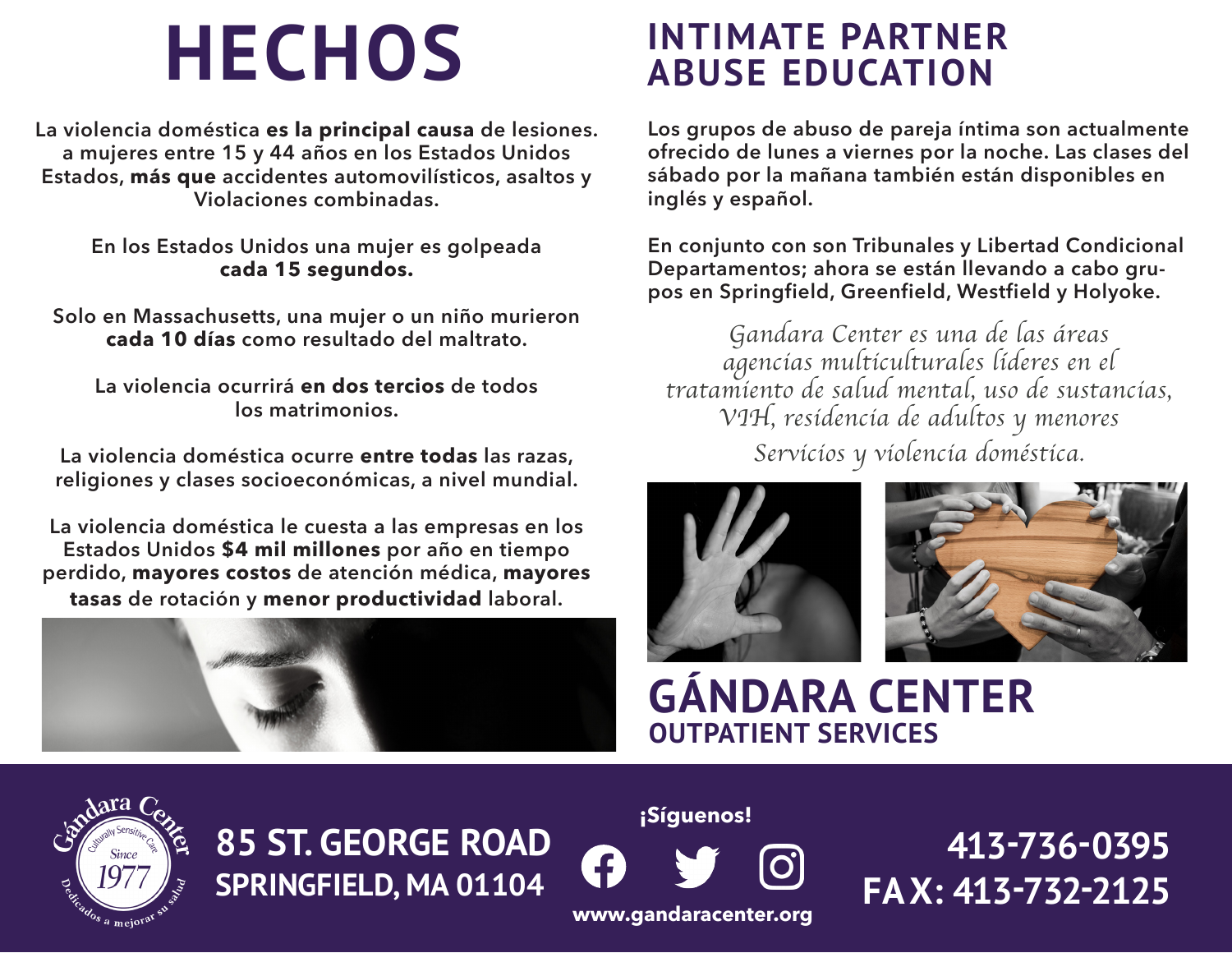# HECHOS

La violencia doméstica **es la principal causa** de lesiones. a mujeres entre 15 y 44 años en los Estados Unidos Estados, **más que** accidentes automovilísticos, asaltos y Violaciones combinadas.

En los Estados Unidos una mujer es golpeada **cada 15 segundos.**

Solo en Massachusetts, una mujer o un niño murieron **cada 10 días** como resultado del maltrato.

La violencia ocurrirá **en dos tercios** de todos los matrimonios.

La violencia doméstica ocurre **entre todas** las razas, religiones y clases socioeconómicas, a nivel mundial.

La violencia doméstica le cuesta a las empresas en los Estados Unidos **$4 mil millones** por año en tiempo perdido, **mayores costos** de atención médica, **mayores tasas** de rotación y **menor productividad** laboral.

# INTIMATE PARTNER ABUSE EDUCATION

Los grupos de abuso de pareja íntima son actualmente ofrecido de lunes a viernes por la noche. Las clases del sábado por la mañana también están disponibles en inglés y español.

En conjunto con son Tribunales y Libertad Condicional Departamentos; ahora se están llevando a cabo grupos en Springfield, Greenfield, Westfield y Holyoke.

*Gandara Center es una de las áreas agencias multiculturales líderes en el tratamiento de salud mental, uso de sustancias, VIH, residencia de adultos y menores Servicios y violencia doméstica.*

## GÁNDARA CENTER
### OUTPATIENT SERVICES

Gándara Center – Culturally Sensitive Care – Since 1977 – Dedicados a mejorar su salud

**85 ST. GEORGE ROAD**
**SPRINGFIELD, MA 01104**

**¡Síguenos!**

**www.gandaracenter.org**

**413-736-0395**
**FAX: 413-732-2125**